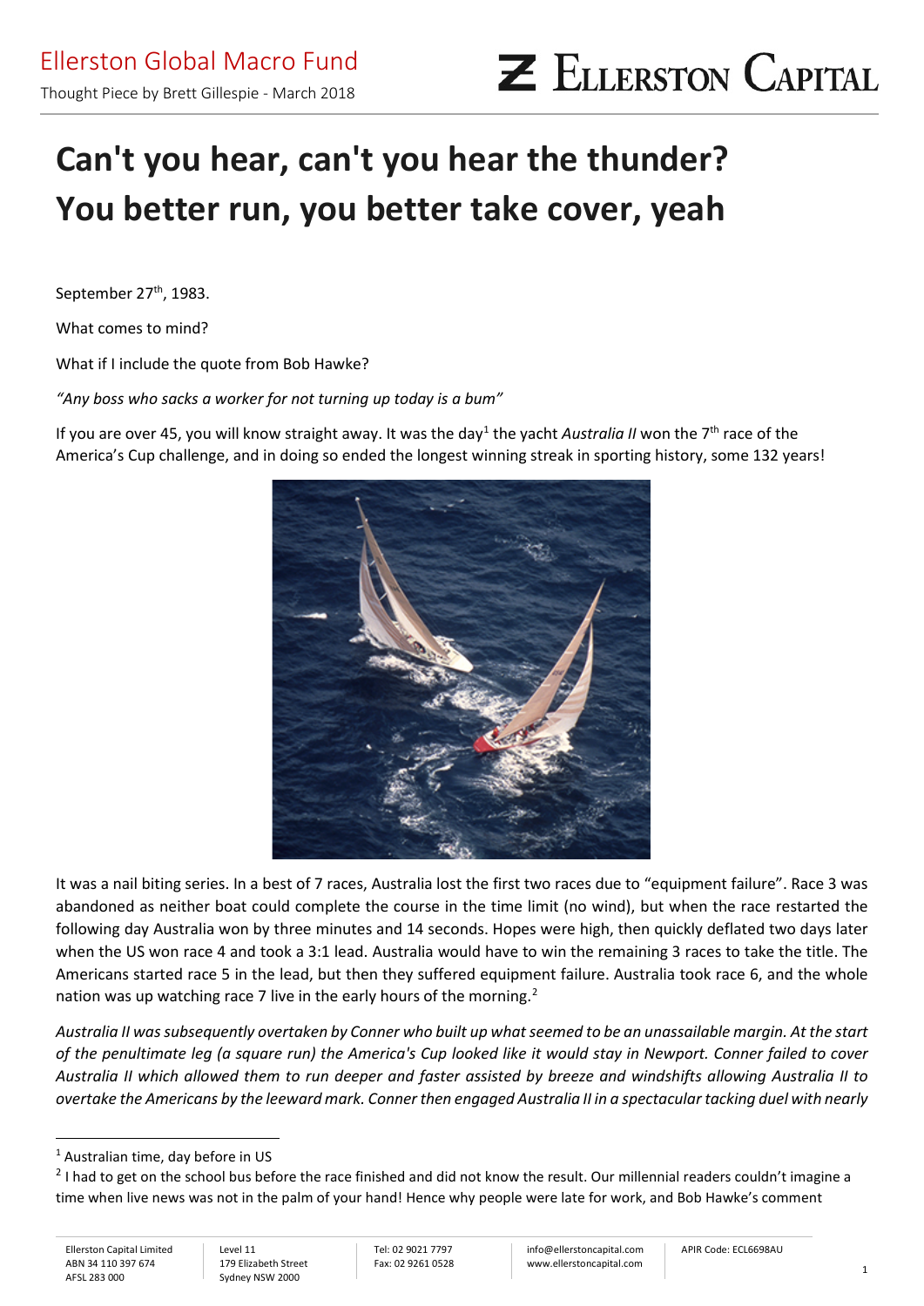Ellerston Global Macro Fund

Thought Piece by Brett Gillespie - March 2018

# Can't you hear, can't you hear the thunder? You better run, you better take cover, yeah

September 27th, 1983.

What comes to mind?

What if I include the quote from Bob Hawke?

*"Any boss who sacks a worker for not turning up today is a bum"*

If you are over 45, you will know straight away. It was the day[1] the yacht *Australia II* won the 7th race of the America's Cup challenge, and in doing so ended the longest winning streak in sporting history, some 132 years!

It was a nail biting series. In a best of 7 races, Australia lost the first two races due to "equipment failure". Race 3 was abandoned as neither boat could complete the course in the time limit (no wind), but when the race restarted the following day Australia won by three minutes and 14 seconds. Hopes were high, then quickly deflated two days later when the US won race 4 and took a 3:1 lead. Australia would have to win the remaining 3 races to take the title. The Americans started race 5 in the lead, but then they suffered equipment failure. Australia took race 6, and the whole nation was up watching race 7 live in the early hours of the morning.[2]

*Australia II was subsequently overtaken by Conner who built up what seemed to be an unassailable margin. At the start of the penultimate leg (a square run) the America's Cup looked like it would stay in Newport. Conner failed to cover Australia II which allowed them to run deeper and faster assisted by breeze and windshifts allowing Australia II to overtake the Americans by the leeward mark. Conner then engaged Australia II in a spectacular tacking duel with nearly*

---

[1] Australian time, day before in US

[2] I had to get on the school bus before the race finished and did not know the result. Our millennial readers couldn't imagine a time when live news was not in the palm of your hand! Hence why people were late for work, and Bob Hawke's comment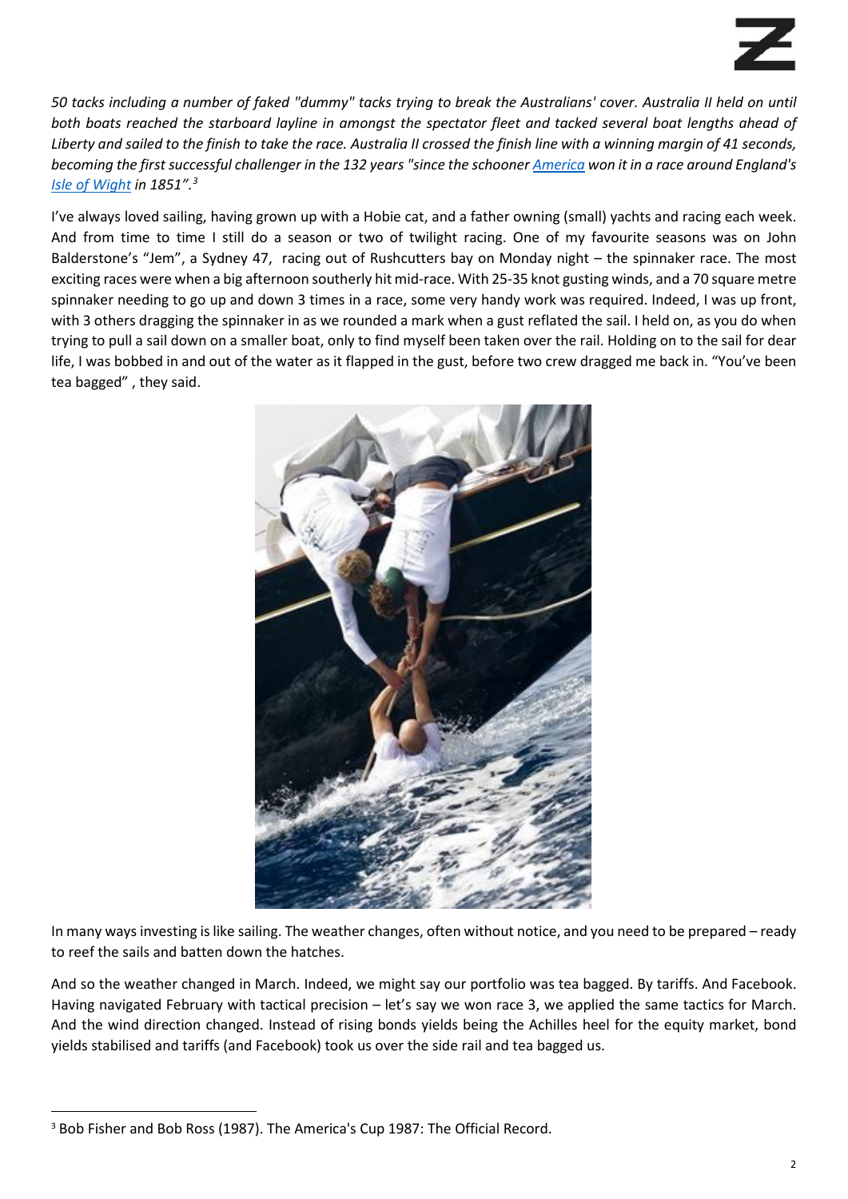*50 tacks including a number of faked "dummy" tacks trying to break the Australians' cover. Australia II held on until both boats reached the starboard layline in amongst the spectator fleet and tacked several boat lengths ahead of Liberty and sailed to the finish to take the race. Australia II crossed the finish line with a winning margin of 41 seconds, becoming the first successful challenger in the 132 years "since the schooner America won it in a race around England's Isle of Wight in 1851".*[3]

I've always loved sailing, having grown up with a Hobie cat, and a father owning (small) yachts and racing each week. And from time to time I still do a season or two of twilight racing. One of my favourite seasons was on John Balderstone's "Jem", a Sydney 47, racing out of Rushcutters bay on Monday night – the spinnaker race. The most exciting races were when a big afternoon southerly hit mid-race. With 25-35 knot gusting winds, and a 70 square metre spinnaker needing to go up and down 3 times in a race, some very handy work was required. Indeed, I was up front, with 3 others dragging the spinnaker in as we rounded a mark when a gust reflated the sail. I held on, as you do when trying to pull a sail down on a smaller boat, only to find myself been taken over the rail. Holding on to the sail for dear life, I was bobbed in and out of the water as it flapped in the gust, before two crew dragged me back in. "You've been tea bagged" , they said.

In many ways investing is like sailing. The weather changes, often without notice, and you need to be prepared – ready to reef the sails and batten down the hatches.

And so the weather changed in March. Indeed, we might say our portfolio was tea bagged. By tariffs. And Facebook. Having navigated February with tactical precision – let's say we won race 3, we applied the same tactics for March. And the wind direction changed. Instead of rising bonds yields being the Achilles heel for the equity market, bond yields stabilised and tariffs (and Facebook) took us over the side rail and tea bagged us.

[3] Bob Fisher and Bob Ross (1987). The America's Cup 1987: The Official Record.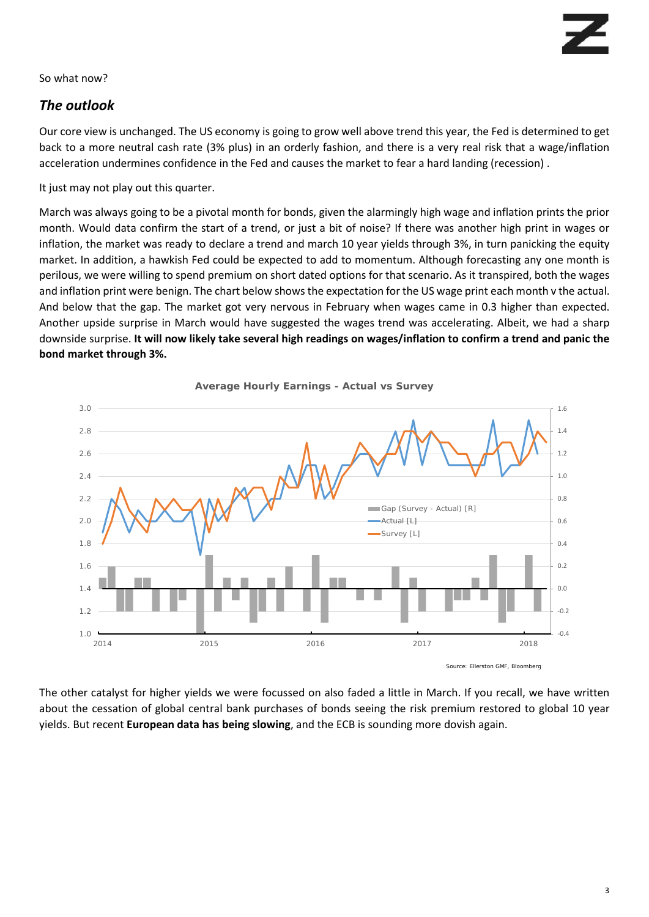So what now?

## *The outlook*

Our core view is unchanged. The US economy is going to grow well above trend this year, the Fed is determined to get back to a more neutral cash rate (3% plus) in an orderly fashion, and there is a very real risk that a wage/inflation acceleration undermines confidence in the Fed and causes the market to fear a hard landing (recession) .

It just may not play out this quarter.

March was always going to be a pivotal month for bonds, given the alarmingly high wage and inflation prints the prior month. Would data confirm the start of a trend, or just a bit of noise? If there was another high print in wages or inflation, the market was ready to declare a trend and march 10 year yields through 3%, in turn panicking the equity market. In addition, a hawkish Fed could be expected to add to momentum. Although forecasting any one month is perilous, we were willing to spend premium on short dated options for that scenario. As it transpired, both the wages and inflation print were benign. The chart below shows the expectation for the US wage print each month v the actual. And below that the gap. The market got very nervous in February when wages came in 0.3 higher than expected. Another upside surprise in March would have suggested the wages trend was accelerating. Albeit, we had a sharp downside surprise. **It will now likely take several high readings on wages/inflation to confirm a trend and panic the bond market through 3%.**

**Average Hourly Earnings - Actual vs Survey**

Source: Ellerston GMF, Bloomberg

The other catalyst for higher yields we were focussed on also faded a little in March. If you recall, we have written about the cessation of global central bank purchases of bonds seeing the risk premium restored to global 10 year yields. But recent **European data has being slowing**, and the ECB is sounding more dovish again.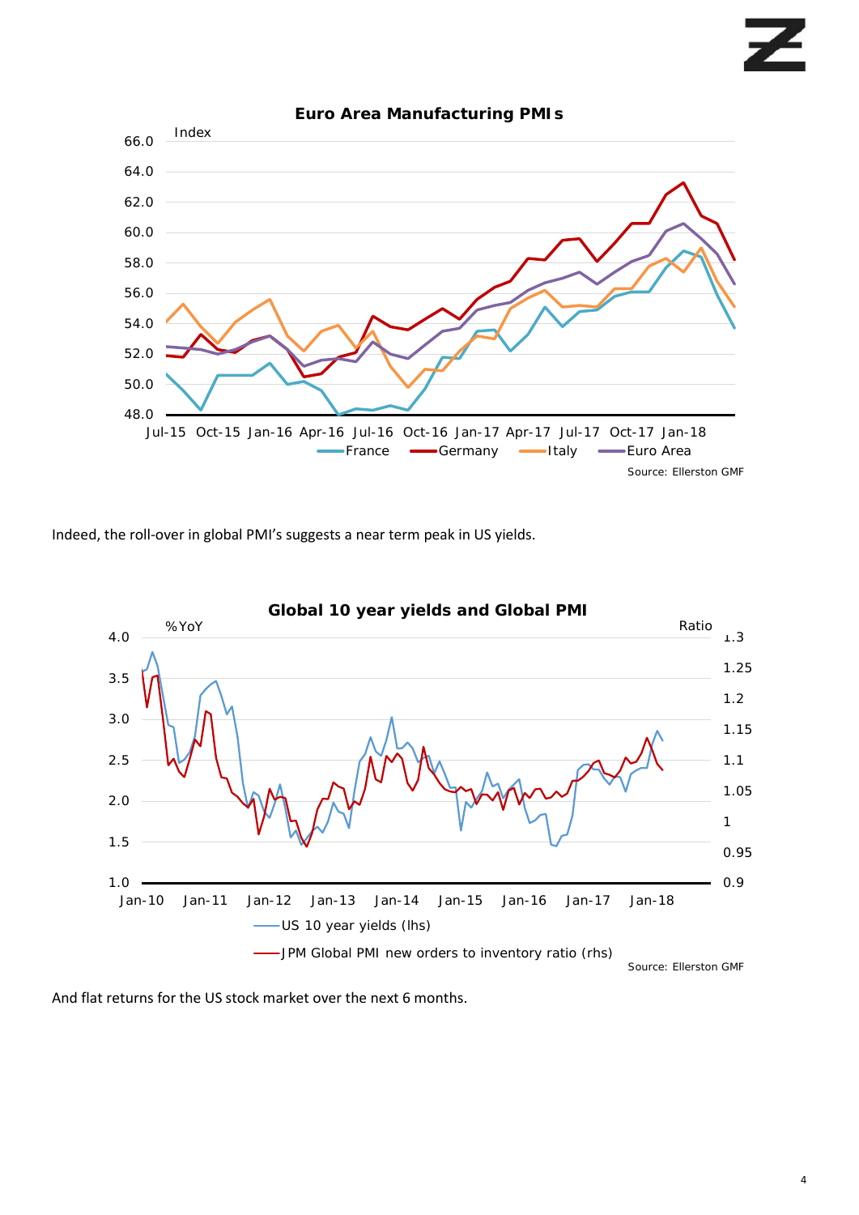**Euro Area Manufacturing PMIs**

Source: Ellerston GMF

Indeed, the roll-over in global PMI's suggests a near term peak in US yields.

**Global 10 year yields and Global PMI**

Source: Ellerston GMF

And flat returns for the US stock market over the next 6 months.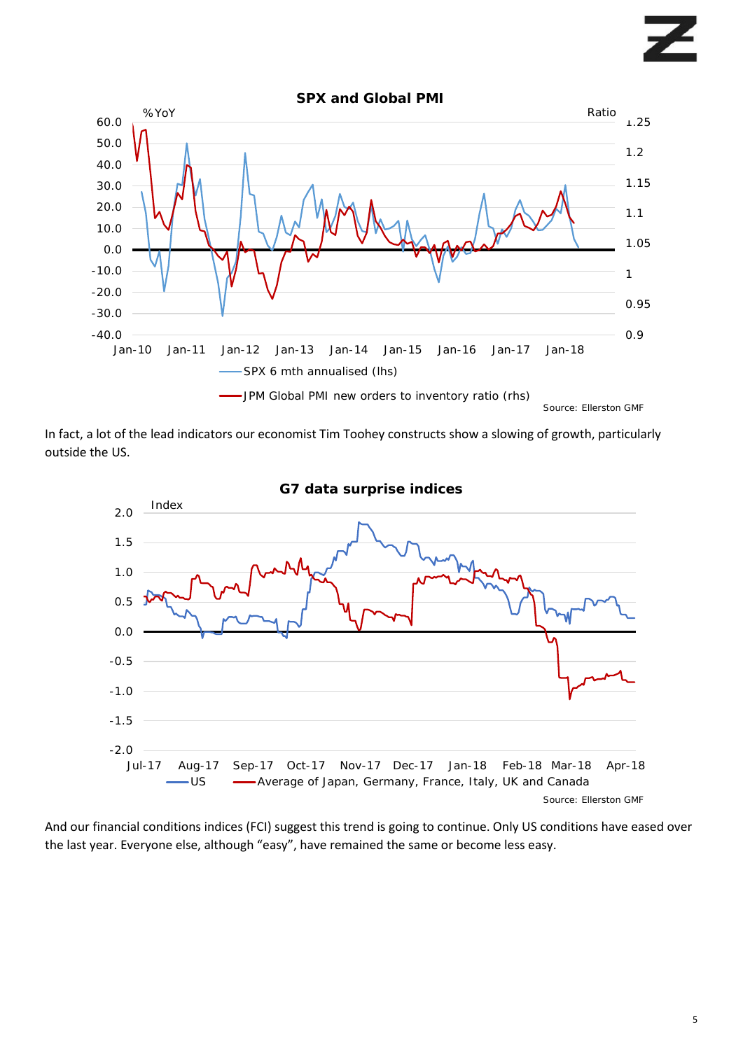**SPX and Global PMI**

Source: Ellerston GMF

In fact, a lot of the lead indicators our economist Tim Toohey constructs show a slowing of growth, particularly outside the US.

**G7 data surprise indices**

Source: Ellerston GMF

And our financial conditions indices (FCI) suggest this trend is going to continue. Only US conditions have eased over the last year. Everyone else, although "easy", have remained the same or become less easy.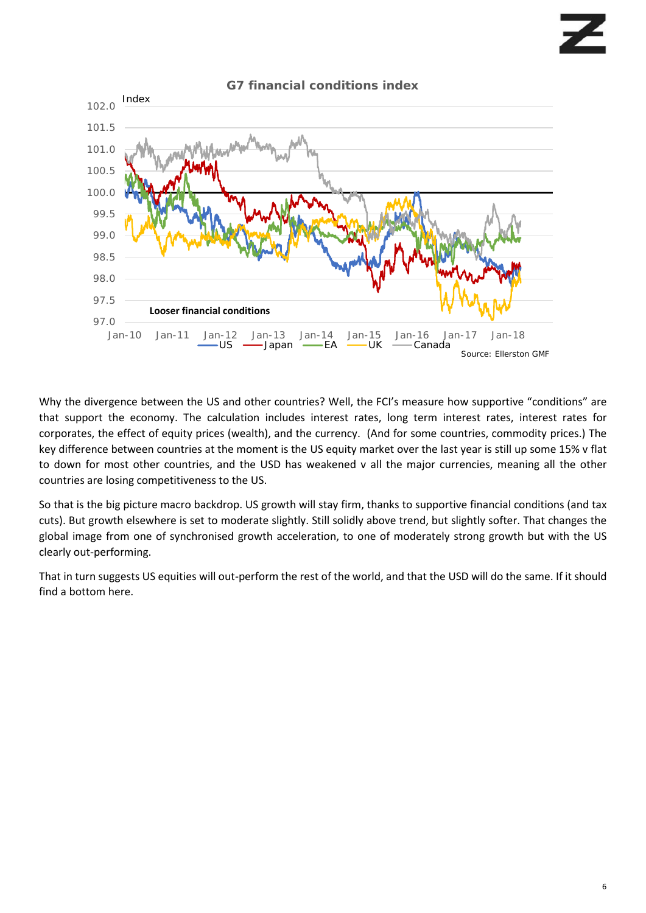G7 financial conditions index

Index

Looser financial conditions

US — Japan — EA — UK — Canada

Source: Ellerston GMF

Why the divergence between the US and other countries? Well, the FCI's measure how supportive "conditions" are that support the economy. The calculation includes interest rates, long term interest rates, interest rates for corporates, the effect of equity prices (wealth), and the currency. (And for some countries, commodity prices.) The key difference between countries at the moment is the US equity market over the last year is still up some 15% v flat to down for most other countries, and the USD has weakened v all the major currencies, meaning all the other countries are losing competitiveness to the US.

So that is the big picture macro backdrop. US growth will stay firm, thanks to supportive financial conditions (and tax cuts). But growth elsewhere is set to moderate slightly. Still solidly above trend, but slightly softer. That changes the global image from one of synchronised growth acceleration, to one of moderately strong growth but with the US clearly out-performing.

That in turn suggests US equities will out-perform the rest of the world, and that the USD will do the same. If it should find a bottom here.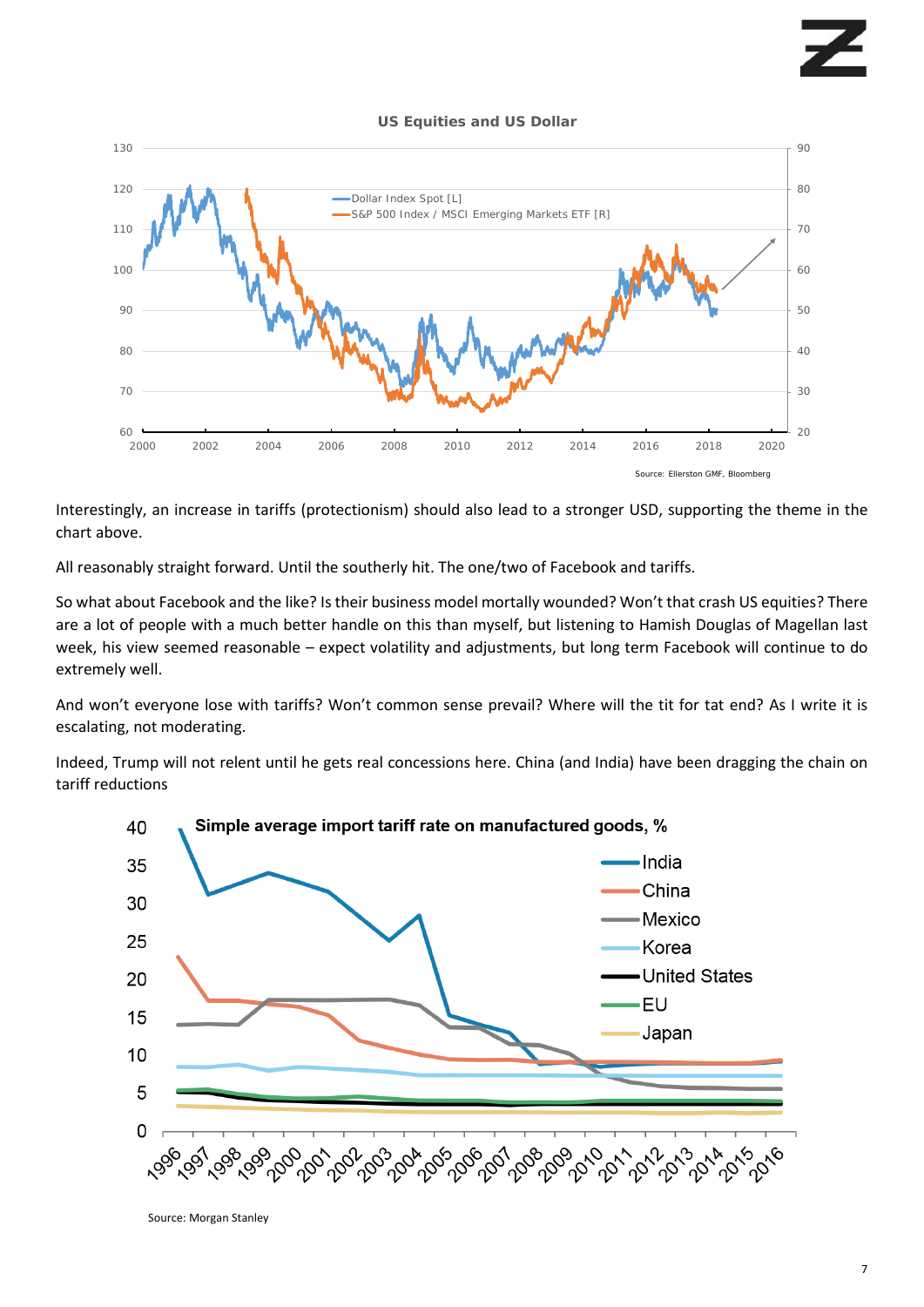**US Equities and US Dollar**

Source: Ellerston GMF, Bloomberg

Interestingly, an increase in tariffs (protectionism) should also lead to a stronger USD, supporting the theme in the chart above.

All reasonably straight forward. Until the southerly hit. The one/two of Facebook and tariffs.

So what about Facebook and the like? Is their business model mortally wounded? Won't that crash US equities? There are a lot of people with a much better handle on this than myself, but listening to Hamish Douglas of Magellan last week, his view seemed reasonable – expect volatility and adjustments, but long term Facebook will continue to do extremely well.

And won't everyone lose with tariffs? Won't common sense prevail? Where will the tit for tat end? As I write it is escalating, not moderating.

Indeed, Trump will not relent until he gets real concessions here. China (and India) have been dragging the chain on tariff reductions

**Simple average import tariff rate on manufactured goods, %**

Source: Morgan Stanley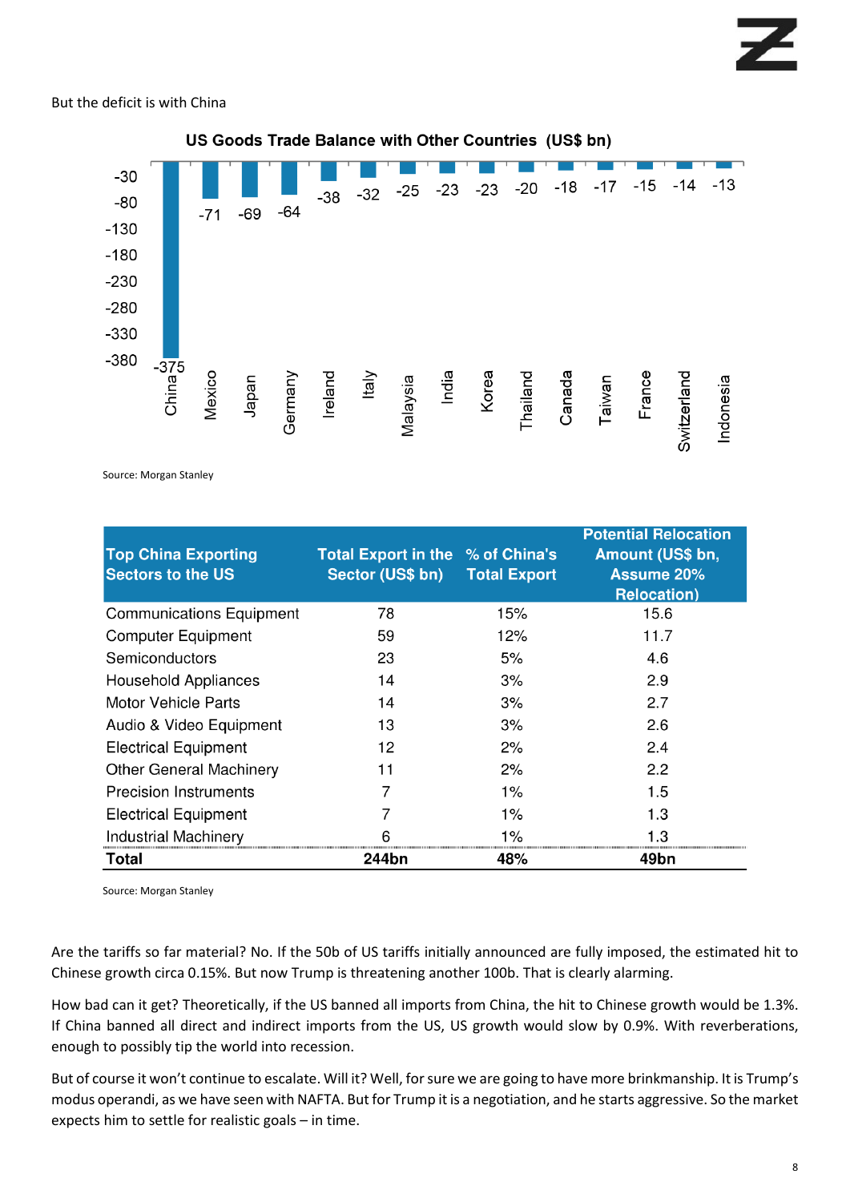But the deficit is with China

**US Goods Trade Balance with Other Countries (US$ bn)**

| Country | Balance |
|---|---|
| China | -375 |
| Mexico | -71 |
| Japan | -69 |
| Germany | -64 |
| Ireland | -38 |
| Italy | -32 |
| Malaysia | -25 |
| India | -23 |
| Korea | -23 |
| Thailand | -20 |
| Canada | -18 |
| Taiwan | -17 |
| France | -15 |
| Switzerland | -14 |
| Indonesia | -13 |

Source: Morgan Stanley

| Top China Exporting Sectors to the US | Total Export in the Sector (US$ bn) | % of China's Total Export | Potential Relocation Amount (US$ bn, Assume 20% Relocation) |
|---|---|---|---|
| Communications Equipment | 78 | 15% | 15.6 |
| Computer Equipment | 59 | 12% | 11.7 |
| Semiconductors | 23 | 5% | 4.6 |
| Household Appliances | 14 | 3% | 2.9 |
| Motor Vehicle Parts | 14 | 3% | 2.7 |
| Audio & Video Equipment | 13 | 3% | 2.6 |
| Electrical Equipment | 12 | 2% | 2.4 |
| Other General Machinery | 11 | 2% | 2.2 |
| Precision Instruments | 7 | 1% | 1.5 |
| Electrical Equipment | 7 | 1% | 1.3 |
| Industrial Machinery | 6 | 1% | 1.3 |
| **Total** | **244bn** | **48%** | **49bn** |

Source: Morgan Stanley

Are the tariffs so far material? No. If the 50b of US tariffs initially announced are fully imposed, the estimated hit to Chinese growth circa 0.15%. But now Trump is threatening another 100b. That is clearly alarming.

How bad can it get? Theoretically, if the US banned all imports from China, the hit to Chinese growth would be 1.3%. If China banned all direct and indirect imports from the US, US growth would slow by 0.9%. With reverberations, enough to possibly tip the world into recession.

But of course it won't continue to escalate. Will it? Well, for sure we are going to have more brinkmanship. It is Trump's modus operandi, as we have seen with NAFTA. But for Trump it is a negotiation, and he starts aggressive. So the market expects him to settle for realistic goals – in time.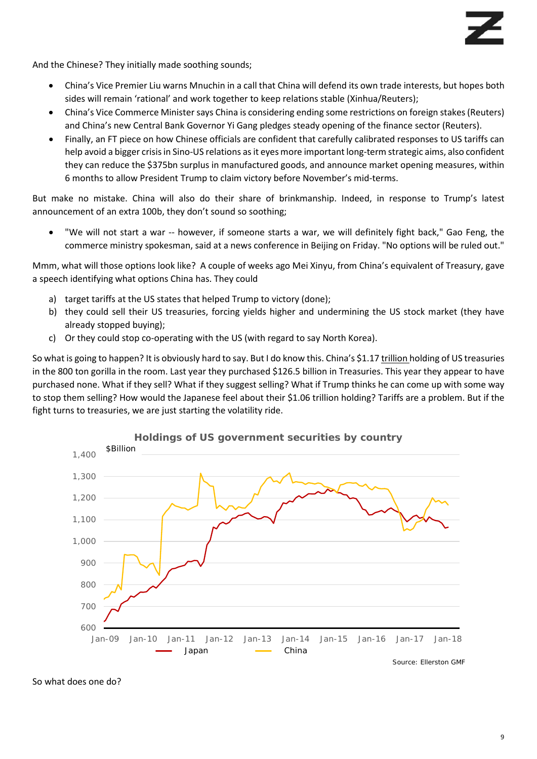And the Chinese? They initially made soothing sounds;

- China's Vice Premier Liu warns Mnuchin in a call that China will defend its own trade interests, but hopes both sides will remain 'rational' and work together to keep relations stable (Xinhua/Reuters);
- China's Vice Commerce Minister says China is considering ending some restrictions on foreign stakes (Reuters) and China's new Central Bank Governor Yi Gang pledges steady opening of the finance sector (Reuters).
- Finally, an FT piece on how Chinese officials are confident that carefully calibrated responses to US tariffs can help avoid a bigger crisis in Sino-US relations as it eyes more important long-term strategic aims, also confident they can reduce the $375bn surplus in manufactured goods, and announce market opening measures, within 6 months to allow President Trump to claim victory before November's mid-terms.

But make no mistake. China will also do their share of brinkmanship. Indeed, in response to Trump's latest announcement of an extra 100b, they don't sound so soothing;

- "We will not start a war -- however, if someone starts a war, we will definitely fight back," Gao Feng, the commerce ministry spokesman, said at a news conference in Beijing on Friday. "No options will be ruled out."

Mmm, what will those options look like? A couple of weeks ago Mei Xinyu, from China's equivalent of Treasury, gave a speech identifying what options China has. They could

a) target tariffs at the US states that helped Trump to victory (done);
b) they could sell their US treasuries, forcing yields higher and undermining the US stock market (they have already stopped buying);
c) Or they could stop co-operating with the US (with regard to say North Korea).

So what is going to happen? It is obviously hard to say. But I do know this. China's $1.17 trillion holding of US treasuries in the 800 ton gorilla in the room. Last year they purchased $126.5 billion in Treasuries. This year they appear to have purchased none. What if they sell? What if they suggest selling? What if Trump thinks he can come up with some way to stop them selling? How would the Japanese feel about their $1.06 trillion holding? Tariffs are a problem. But if the fight turns to treasuries, we are just starting the volatility ride.

**Holdings of US government securities by country**

$Billion

Legend: Japan, China

Source: Ellerston GMF

So what does one do?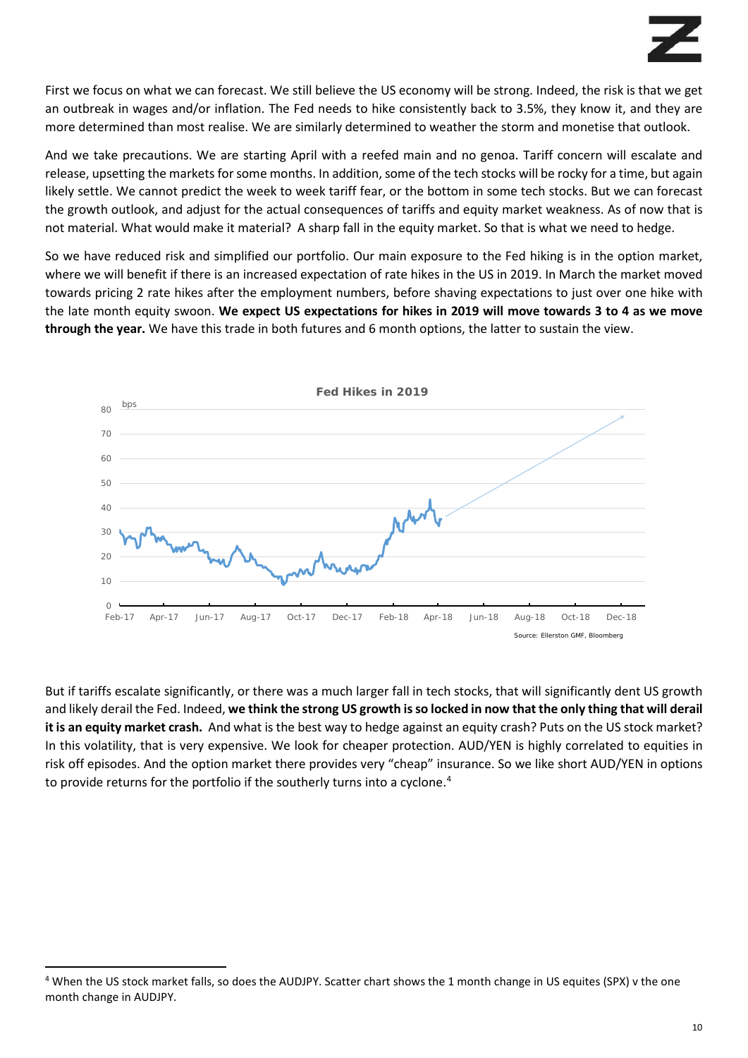First we focus on what we can forecast. We still believe the US economy will be strong. Indeed, the risk is that we get an outbreak in wages and/or inflation. The Fed needs to hike consistently back to 3.5%, they know it, and they are more determined than most realise. We are similarly determined to weather the storm and monetise that outlook.

And we take precautions. We are starting April with a reefed main and no genoa. Tariff concern will escalate and release, upsetting the markets for some months. In addition, some of the tech stocks will be rocky for a time, but again likely settle. We cannot predict the week to week tariff fear, or the bottom in some tech stocks. But we can forecast the growth outlook, and adjust for the actual consequences of tariffs and equity market weakness. As of now that is not material. What would make it material? A sharp fall in the equity market. So that is what we need to hedge.

So we have reduced risk and simplified our portfolio. Our main exposure to the Fed hiking is in the option market, where we will benefit if there is an increased expectation of rate hikes in the US in 2019. In March the market moved towards pricing 2 rate hikes after the employment numbers, before shaving expectations to just over one hike with the late month equity swoon. **We expect US expectations for hikes in 2019 will move towards 3 to 4 as we move through the year.** We have this trade in both futures and 6 month options, the latter to sustain the view.

**Fed Hikes in 2019**

Source: Ellerston GMF, Bloomberg

But if tariffs escalate significantly, or there was a much larger fall in tech stocks, that will significantly dent US growth and likely derail the Fed. Indeed, **we think the strong US growth is so locked in now that the only thing that will derail it is an equity market crash.** And what is the best way to hedge against an equity crash? Puts on the US stock market? In this volatility, that is very expensive. We look for cheaper protection. AUD/YEN is highly correlated to equities in risk off episodes. And the option market there provides very "cheap" insurance. So we like short AUD/YEN in options to provide returns for the portfolio if the southerly turns into a cyclone.[4]

---

[4] When the US stock market falls, so does the AUDJPY. Scatter chart shows the 1 month change in US equites (SPX) v the one month change in AUDJPY.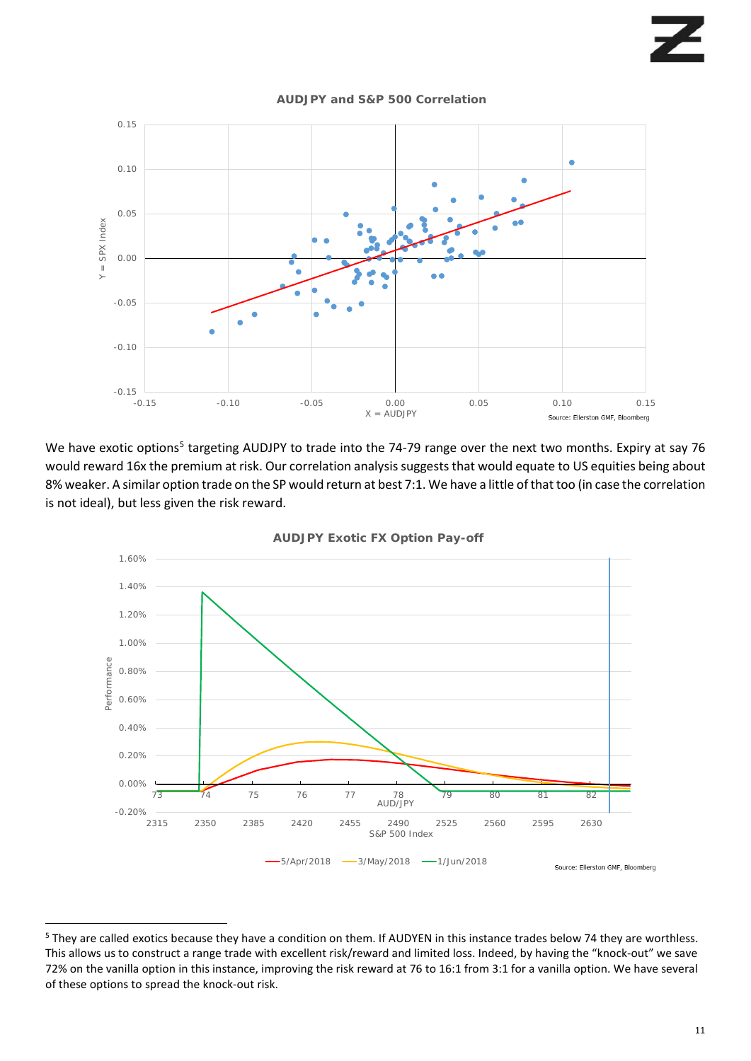**AUDJPY and S&P 500 Correlation**

Source: Ellerston GMF, Bloomberg

We have exotic options[5] targeting AUDJPY to trade into the 74-79 range over the next two months. Expiry at say 76 would reward 16x the premium at risk. Our correlation analysis suggests that would equate to US equities being about 8% weaker. A similar option trade on the SP would return at best 7:1. We have a little of that too (in case the correlation is not ideal), but less given the risk reward.

**AUDJPY Exotic FX Option Pay-off**

Source: Ellerston GMF, Bloomberg

[5] They are called exotics because they have a condition on them. If AUDYEN in this instance trades below 74 they are worthless. This allows us to construct a range trade with excellent risk/reward and limited loss. Indeed, by having the "knock-out" we save 72% on the vanilla option in this instance, improving the risk reward at 76 to 16:1 from 3:1 for a vanilla option. We have several of these options to spread the knock-out risk.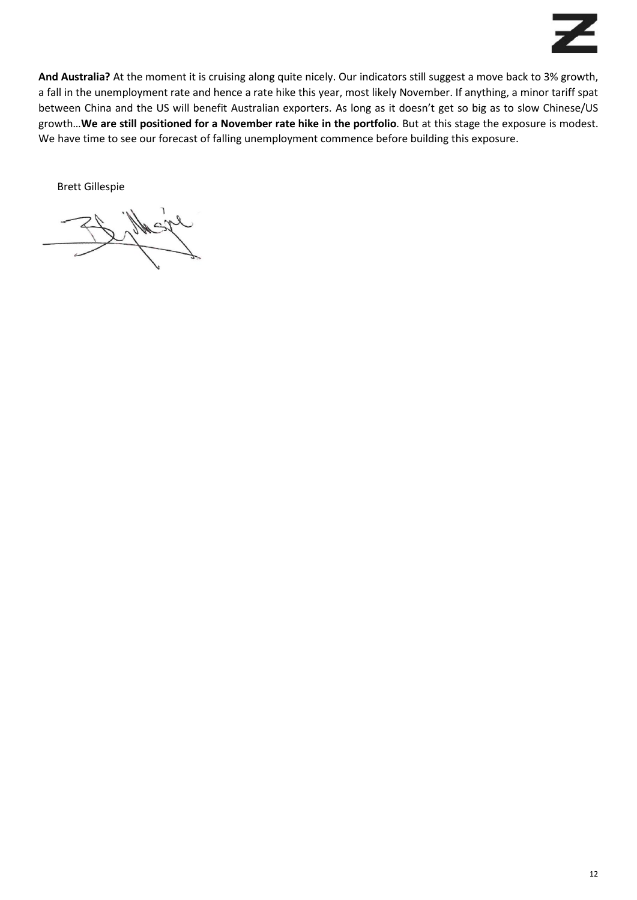**And Australia?** At the moment it is cruising along quite nicely. Our indicators still suggest a move back to 3% growth, a fall in the unemployment rate and hence a rate hike this year, most likely November. If anything, a minor tariff spat between China and the US will benefit Australian exporters. As long as it doesn't get so big as to slow Chinese/US growth…**We are still positioned for a November rate hike in the portfolio**. But at this stage the exposure is modest. We have time to see our forecast of falling unemployment commence before building this exposure.

Brett Gillespie